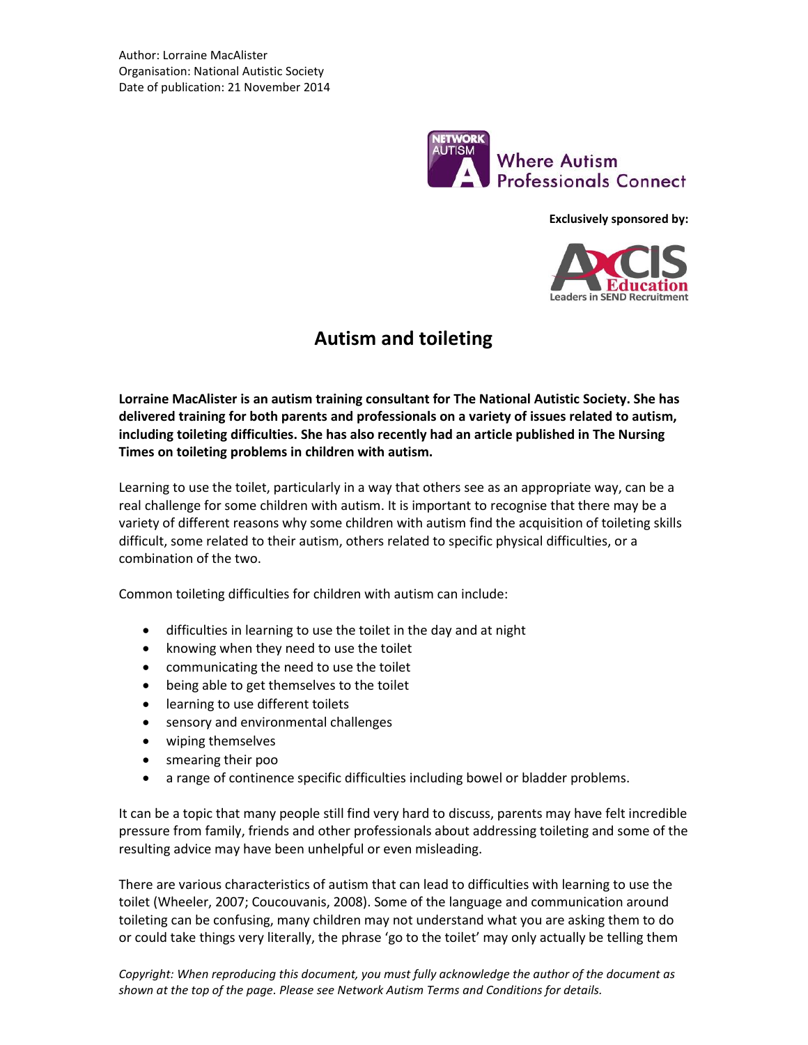Author: Lorraine MacAlister
Organisation: National Autistic Society
Date of publication: 21 November 2014

NETWORK AUTISM Where Autism Professionals Connect

**Exclusively sponsored by:**

AXCIS Education Leaders in SEND Recruitment

# Autism and toileting

**Lorraine MacAlister is an autism training consultant for The National Autistic Society. She has delivered training for both parents and professionals on a variety of issues related to autism, including toileting difficulties. She has also recently had an article published in The Nursing Times on toileting problems in children with autism.**

Learning to use the toilet, particularly in a way that others see as an appropriate way, can be a real challenge for some children with autism. It is important to recognise that there may be a variety of different reasons why some children with autism find the acquisition of toileting skills difficult, some related to their autism, others related to specific physical difficulties, or a combination of the two.

Common toileting difficulties for children with autism can include:

- difficulties in learning to use the toilet in the day and at night
- knowing when they need to use the toilet
- communicating the need to use the toilet
- being able to get themselves to the toilet
- learning to use different toilets
- sensory and environmental challenges
- wiping themselves
- smearing their poo
- a range of continence specific difficulties including bowel or bladder problems.

It can be a topic that many people still find very hard to discuss, parents may have felt incredible pressure from family, friends and other professionals about addressing toileting and some of the resulting advice may have been unhelpful or even misleading.

There are various characteristics of autism that can lead to difficulties with learning to use the toilet (Wheeler, 2007; Coucouvanis, 2008). Some of the language and communication around toileting can be confusing, many children may not understand what you are asking them to do or could take things very literally, the phrase 'go to the toilet' may only actually be telling them

*Copyright: When reproducing this document, you must fully acknowledge the author of the document as shown at the top of the page. Please see Network Autism Terms and Conditions for details.*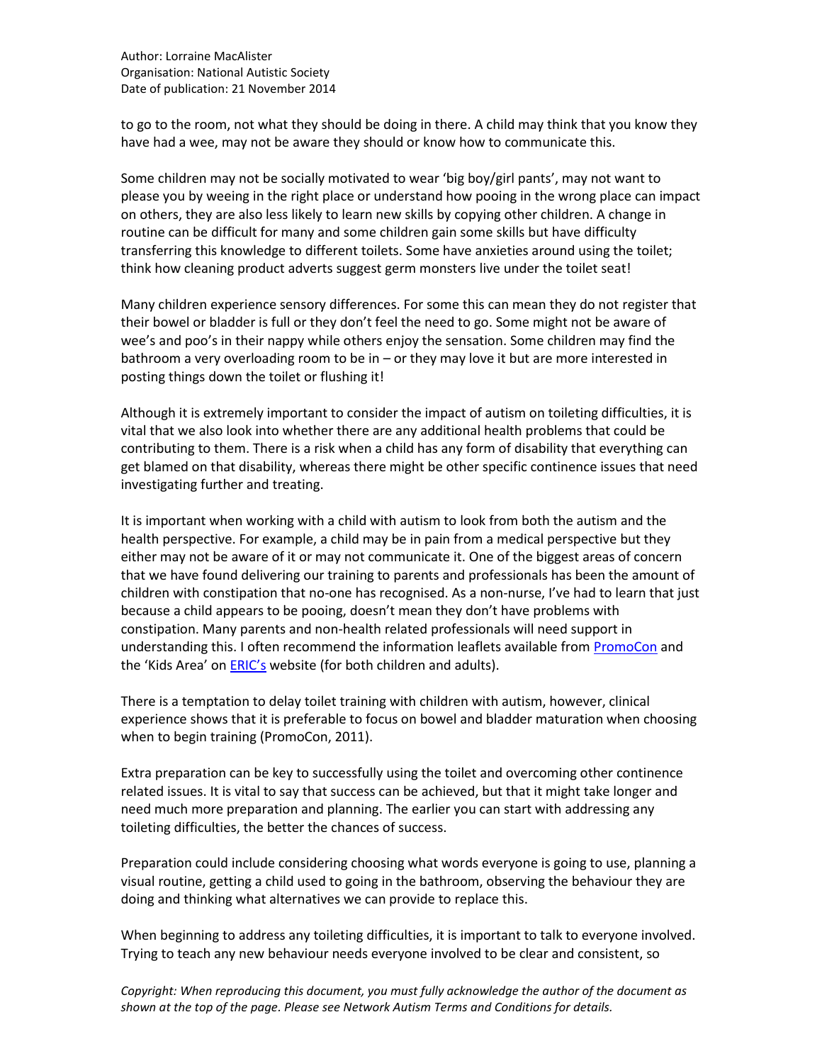to go to the room, not what they should be doing in there. A child may think that you know they have had a wee, may not be aware they should or know how to communicate this.

Some children may not be socially motivated to wear 'big boy/girl pants', may not want to please you by weeing in the right place or understand how pooing in the wrong place can impact on others, they are also less likely to learn new skills by copying other children. A change in routine can be difficult for many and some children gain some skills but have difficulty transferring this knowledge to different toilets. Some have anxieties around using the toilet; think how cleaning product adverts suggest germ monsters live under the toilet seat!

Many children experience sensory differences. For some this can mean they do not register that their bowel or bladder is full or they don't feel the need to go. Some might not be aware of wee's and poo's in their nappy while others enjoy the sensation. Some children may find the bathroom a very overloading room to be in – or they may love it but are more interested in posting things down the toilet or flushing it!

Although it is extremely important to consider the impact of autism on toileting difficulties, it is vital that we also look into whether there are any additional health problems that could be contributing to them. There is a risk when a child has any form of disability that everything can get blamed on that disability, whereas there might be other specific continence issues that need investigating further and treating.

It is important when working with a child with autism to look from both the autism and the health perspective. For example, a child may be in pain from a medical perspective but they either may not be aware of it or may not communicate it. One of the biggest areas of concern that we have found delivering our training to parents and professionals has been the amount of children with constipation that no-one has recognised. As a non-nurse, I've had to learn that just because a child appears to be pooing, doesn't mean they don't have problems with constipation. Many parents and non-health related professionals will need support in understanding this. I often recommend the information leaflets available from PromoCon and the 'Kids Area' on ERIC's website (for both children and adults).

There is a temptation to delay toilet training with children with autism, however, clinical experience shows that it is preferable to focus on bowel and bladder maturation when choosing when to begin training (PromoCon, 2011).

Extra preparation can be key to successfully using the toilet and overcoming other continence related issues. It is vital to say that success can be achieved, but that it might take longer and need much more preparation and planning. The earlier you can start with addressing any toileting difficulties, the better the chances of success.

Preparation could include considering choosing what words everyone is going to use, planning a visual routine, getting a child used to going in the bathroom, observing the behaviour they are doing and thinking what alternatives we can provide to replace this.

When beginning to address any toileting difficulties, it is important to talk to everyone involved. Trying to teach any new behaviour needs everyone involved to be clear and consistent, so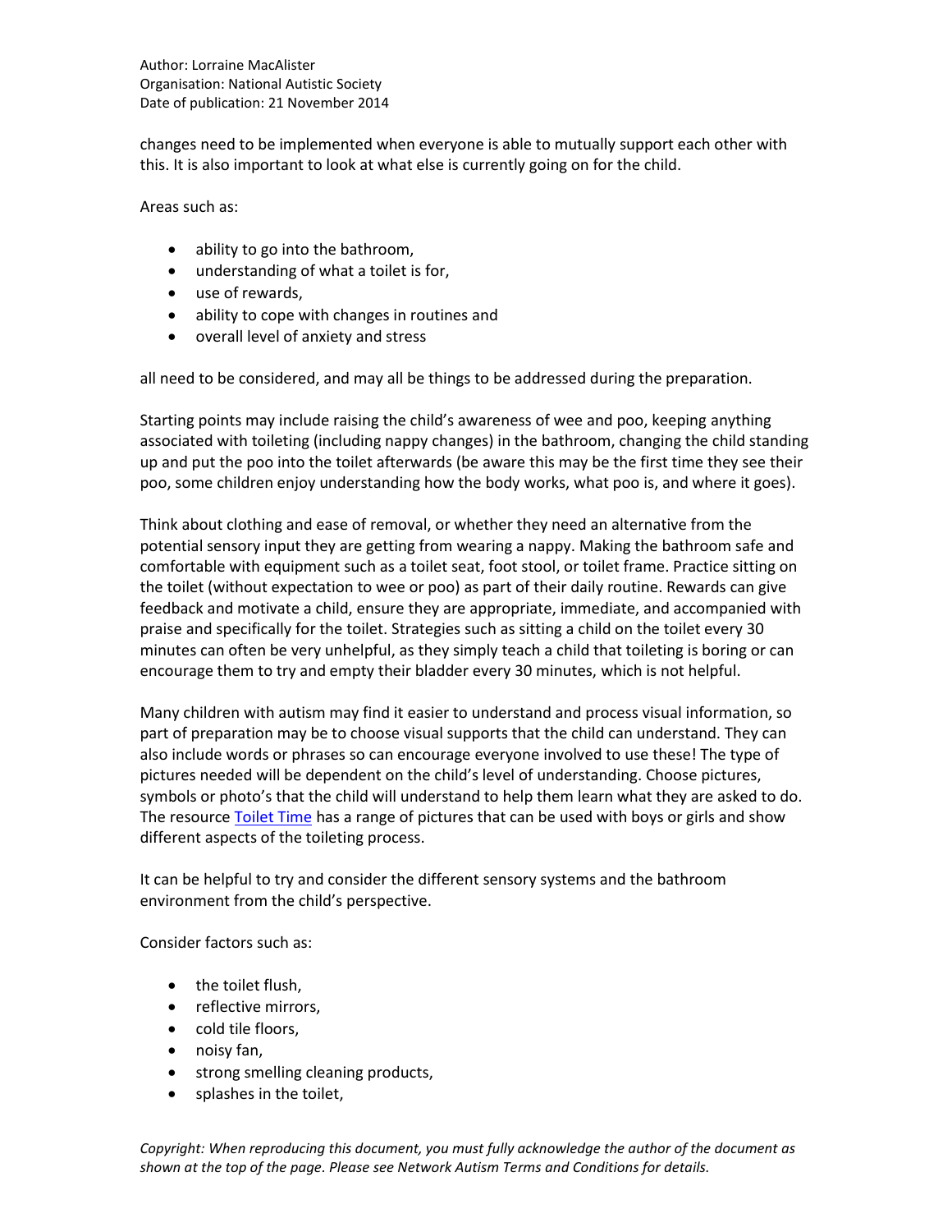changes need to be implemented when everyone is able to mutually support each other with this. It is also important to look at what else is currently going on for the child.

Areas such as:

- ability to go into the bathroom,
- understanding of what a toilet is for,
- use of rewards,
- ability to cope with changes in routines and
- overall level of anxiety and stress

all need to be considered, and may all be things to be addressed during the preparation.

Starting points may include raising the child's awareness of wee and poo, keeping anything associated with toileting (including nappy changes) in the bathroom, changing the child standing up and put the poo into the toilet afterwards (be aware this may be the first time they see their poo, some children enjoy understanding how the body works, what poo is, and where it goes).

Think about clothing and ease of removal, or whether they need an alternative from the potential sensory input they are getting from wearing a nappy. Making the bathroom safe and comfortable with equipment such as a toilet seat, foot stool, or toilet frame. Practice sitting on the toilet (without expectation to wee or poo) as part of their daily routine. Rewards can give feedback and motivate a child, ensure they are appropriate, immediate, and accompanied with praise and specifically for the toilet. Strategies such as sitting a child on the toilet every 30 minutes can often be very unhelpful, as they simply teach a child that toileting is boring or can encourage them to try and empty their bladder every 30 minutes, which is not helpful.

Many children with autism may find it easier to understand and process visual information, so part of preparation may be to choose visual supports that the child can understand. They can also include words or phrases so can encourage everyone involved to use these! The type of pictures needed will be dependent on the child's level of understanding. Choose pictures, symbols or photo's that the child will understand to help them learn what they are asked to do. The resource Toilet Time has a range of pictures that can be used with boys or girls and show different aspects of the toileting process.

It can be helpful to try and consider the different sensory systems and the bathroom environment from the child's perspective.

Consider factors such as:

- the toilet flush,
- reflective mirrors,
- cold tile floors,
- noisy fan,
- strong smelling cleaning products,
- splashes in the toilet,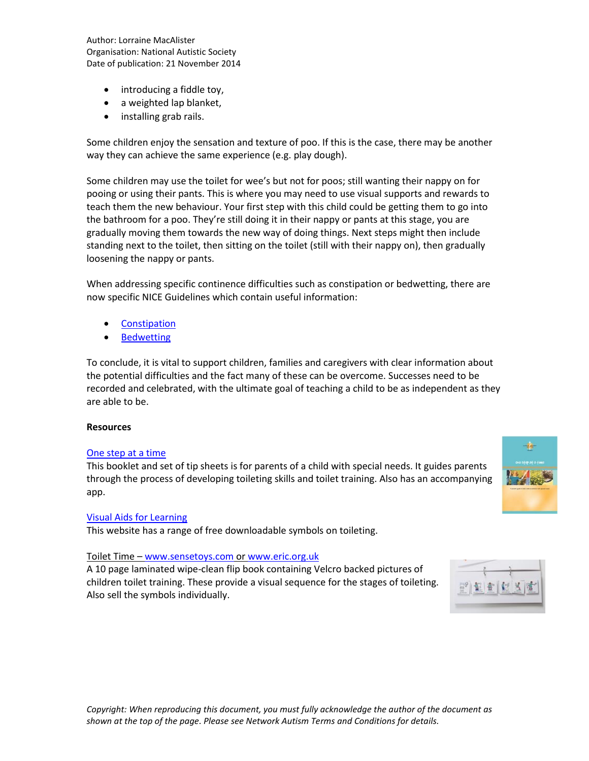Author: Lorraine MacAlister
Organisation: National Autistic Society
Date of publication: 21 November 2014

- introducing a fiddle toy,
- a weighted lap blanket,
- installing grab rails.

Some children enjoy the sensation and texture of poo. If this is the case, there may be another way they can achieve the same experience (e.g. play dough).

Some children may use the toilet for wee's but not for poos; still wanting their nappy on for pooing or using their pants. This is where you may need to use visual supports and rewards to teach them the new behaviour. Your first step with this child could be getting them to go into the bathroom for a poo. They're still doing it in their nappy or pants at this stage, you are gradually moving them towards the new way of doing things. Next steps might then include standing next to the toilet, then sitting on the toilet (still with their nappy on), then gradually loosening the nappy or pants.

When addressing specific continence difficulties such as constipation or bedwetting, there are now specific NICE Guidelines which contain useful information:

- Constipation
- Bedwetting

To conclude, it is vital to support children, families and caregivers with clear information about the potential difficulties and the fact many of these can be overcome. Successes need to be recorded and celebrated, with the ultimate goal of teaching a child to be as independent as they are able to be.

**Resources**

One step at a time
This booklet and set of tip sheets is for parents of a child with special needs. It guides parents through the process of developing toileting skills and toilet training. Also has an accompanying app.

Visual Aids for Learning
This website has a range of free downloadable symbols on toileting.

Toilet Time – www.sensetoys.com or www.eric.org.uk
A 10 page laminated wipe-clean flip book containing Velcro backed pictures of children toilet training. These provide a visual sequence for the stages of toileting. Also sell the symbols individually.

*Copyright: When reproducing this document, you must fully acknowledge the author of the document as shown at the top of the page. Please see Network Autism Terms and Conditions for details.*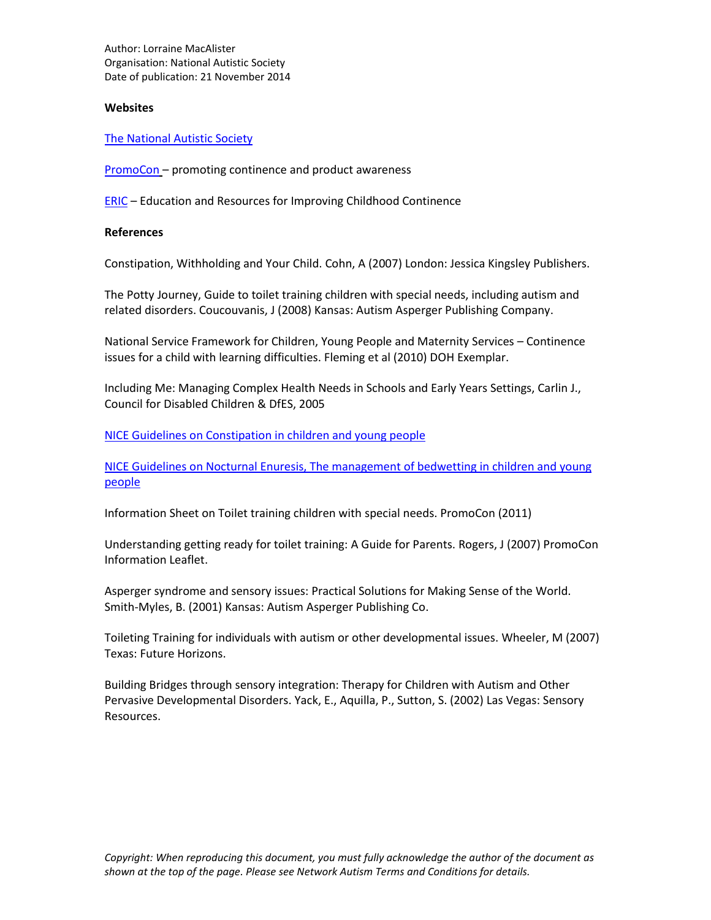Author: Lorraine MacAlister
Organisation: National Autistic Society
Date of publication: 21 November 2014

**Websites**

The National Autistic Society

PromoCon – promoting continence and product awareness

ERIC – Education and Resources for Improving Childhood Continence

**References**

Constipation, Withholding and Your Child. Cohn, A (2007) London: Jessica Kingsley Publishers.

The Potty Journey, Guide to toilet training children with special needs, including autism and related disorders. Coucouvanis, J (2008) Kansas: Autism Asperger Publishing Company.

National Service Framework for Children, Young People and Maternity Services – Continence issues for a child with learning difficulties. Fleming et al (2010) DOH Exemplar.

Including Me: Managing Complex Health Needs in Schools and Early Years Settings, Carlin J., Council for Disabled Children & DfES, 2005

NICE Guidelines on Constipation in children and young people

NICE Guidelines on Nocturnal Enuresis, The management of bedwetting in children and young people

Information Sheet on Toilet training children with special needs. PromoCon (2011)

Understanding getting ready for toilet training: A Guide for Parents. Rogers, J (2007) PromoCon Information Leaflet.

Asperger syndrome and sensory issues: Practical Solutions for Making Sense of the World. Smith-Myles, B. (2001) Kansas: Autism Asperger Publishing Co.

Toileting Training for individuals with autism or other developmental issues. Wheeler, M (2007) Texas: Future Horizons.

Building Bridges through sensory integration: Therapy for Children with Autism and Other Pervasive Developmental Disorders. Yack, E., Aquilla, P., Sutton, S. (2002) Las Vegas: Sensory Resources.

*Copyright: When reproducing this document, you must fully acknowledge the author of the document as shown at the top of the page. Please see Network Autism Terms and Conditions for details.*